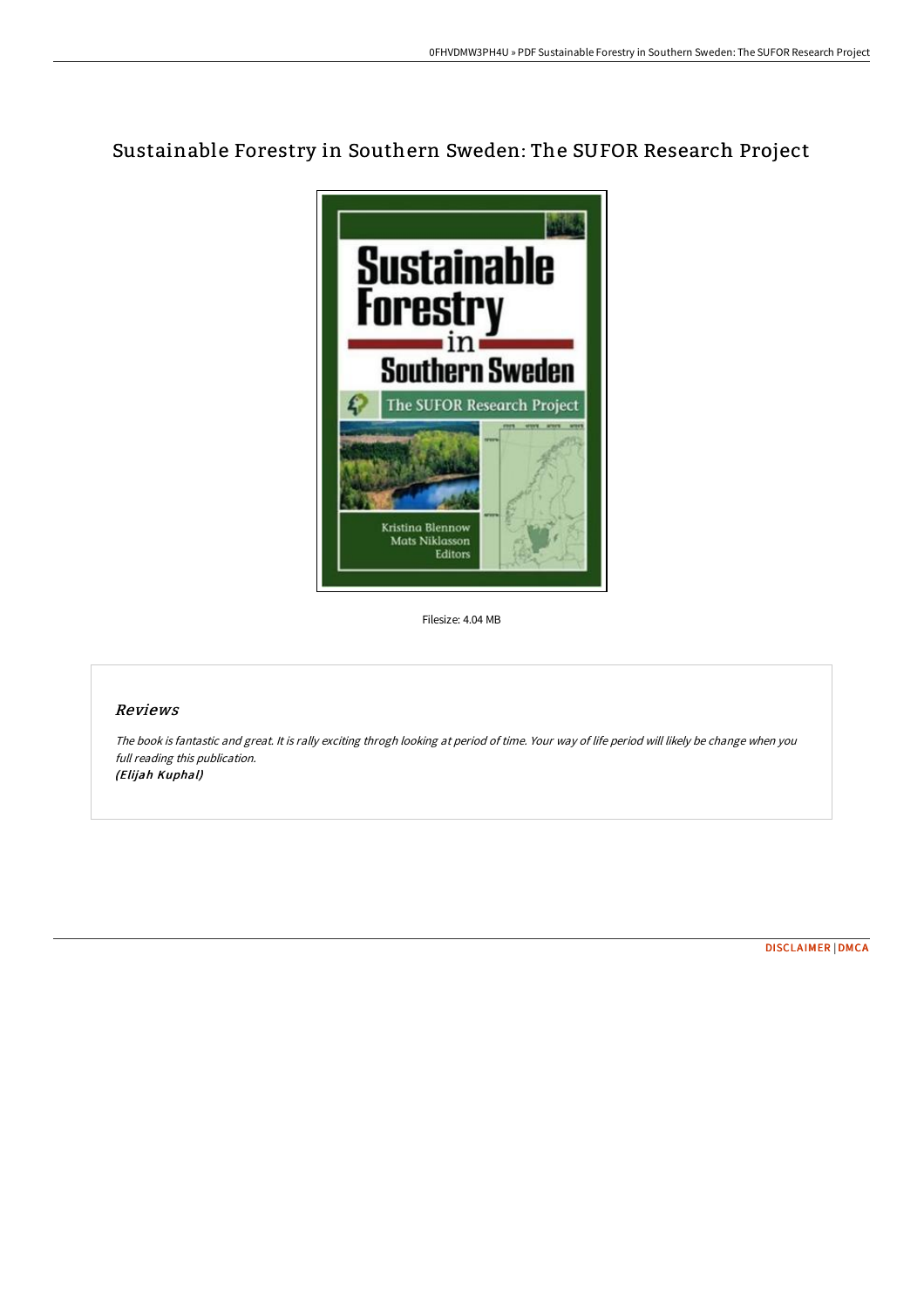# Sustainable Forestry in Southern Sweden: The SUFOR Research Project

Filesize: 4.04 MB

## *Reviews*

*The book is fantastic and great. It is rally exciting throgh looking at period of time. Your way of life period will likely be change when you full reading this publication.*
***(Elijah Kuphal)***

DISCLAIMER | DMCA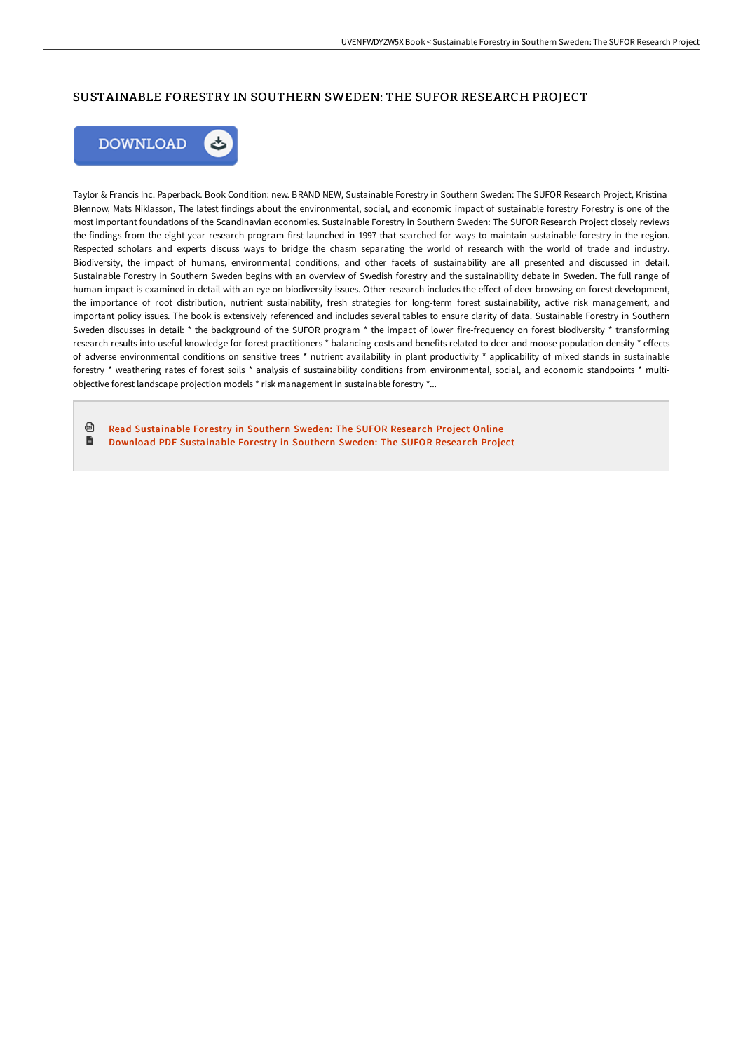# SUSTAINABLE FORESTRY IN SOUTHERN SWEDEN: THE SUFOR RESEARCH PROJECT

DOWNLOAD

Taylor & Francis Inc. Paperback. Book Condition: new. BRAND NEW, Sustainable Forestry in Southern Sweden: The SUFOR Research Project, Kristina Blennow, Mats Niklasson, The latest findings about the environmental, social, and economic impact of sustainable forestry Forestry is one of the most important foundations of the Scandinavian economies. Sustainable Forestry in Southern Sweden: The SUFOR Research Project closely reviews the findings from the eight-year research program first launched in 1997 that searched for ways to maintain sustainable forestry in the region. Respected scholars and experts discuss ways to bridge the chasm separating the world of research with the world of trade and industry. Biodiversity, the impact of humans, environmental conditions, and other facets of sustainability are all presented and discussed in detail. Sustainable Forestry in Southern Sweden begins with an overview of Swedish forestry and the sustainability debate in Sweden. The full range of human impact is examined in detail with an eye on biodiversity issues. Other research includes the effect of deer browsing on forest development, the importance of root distribution, nutrient sustainability, fresh strategies for long-term forest sustainability, active risk management, and important policy issues. The book is extensively referenced and includes several tables to ensure clarity of data. Sustainable Forestry in Southern Sweden discusses in detail: * the background of the SUFOR program * the impact of lower fire-frequency on forest biodiversity * transforming research results into useful knowledge for forest practitioners * balancing costs and benefits related to deer and moose population density * effects of adverse environmental conditions on sensitive trees * nutrient availability in plant productivity * applicability of mixed stands in sustainable forestry * weathering rates of forest soils * analysis of sustainability conditions from environmental, social, and economic standpoints * multi-objective forest landscape projection models * risk management in sustainable forestry *...

Read Sustainable Forestry in Southern Sweden: The SUFOR Research Project Online

Download PDF Sustainable Forestry in Southern Sweden: The SUFOR Research Project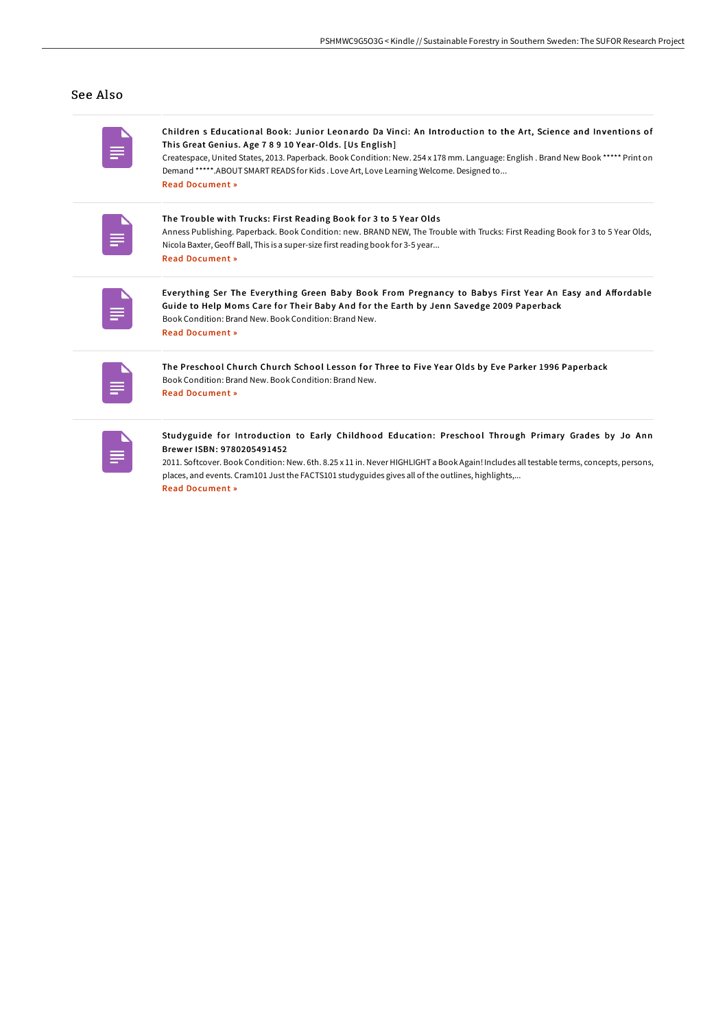## See Also

**Children s Educational Book: Junior Leonardo Da Vinci: An Introduction to the Art, Science and Inventions of This Great Genius. Age 7 8 9 10 Year-Olds. [Us English]**

Createspace, United States, 2013. Paperback. Book Condition: New. 254 x 178 mm. Language: English . Brand New Book ***** Print on Demand *****.ABOUT SMART READS for Kids . Love Art, Love Learning Welcome. Designed to...

Read Document »

**The Trouble with Trucks: First Reading Book for 3 to 5 Year Olds**

Anness Publishing. Paperback. Book Condition: new. BRAND NEW, The Trouble with Trucks: First Reading Book for 3 to 5 Year Olds, Nicola Baxter, Geoff Ball, This is a super-size first reading book for 3-5 year...

Read Document »

**Everything Ser The Everything Green Baby Book From Pregnancy to Babys First Year An Easy and Affordable Guide to Help Moms Care for Their Baby And for the Earth by Jenn Savedge 2009 Paperback**

Book Condition: Brand New. Book Condition: Brand New.

Read Document »

**The Preschool Church Church School Lesson for Three to Five Year Olds by Eve Parker 1996 Paperback**

Book Condition: Brand New. Book Condition: Brand New.

Read Document »

**Studyguide for Introduction to Early Childhood Education: Preschool Through Primary Grades by Jo Ann Brewer ISBN: 9780205491452**

2011. Softcover. Book Condition: New. 6th. 8.25 x 11 in. Never HIGHLIGHT a Book Again! Includes all testable terms, concepts, persons, places, and events. Cram101 Just the FACTS101 studyguides gives all of the outlines, highlights,...

Read Document »